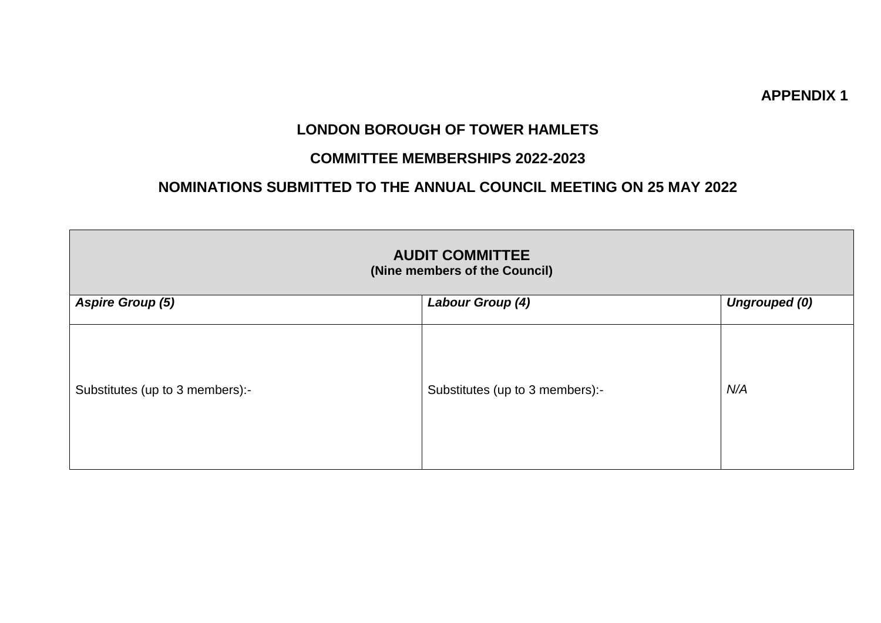**APPENDIX 1**

# LONDON BOROUGH OF TOWER HAMLETS

## COMMITTEE MEMBERSHIPS 2022-2023

## NOMINATIONS SUBMITTED TO THE ANNUAL COUNCIL MEETING ON 25 MAY 2022

| **AUDIT COMMITTEE** (Nine members of the Council) | | |
|---|---|---|
| ***Aspire Group (5)*** | ***Labour Group (4)*** | ***Ungrouped (0)*** |
| Substitutes (up to 3 members):- | Substitutes (up to 3 members):- | *N/A* |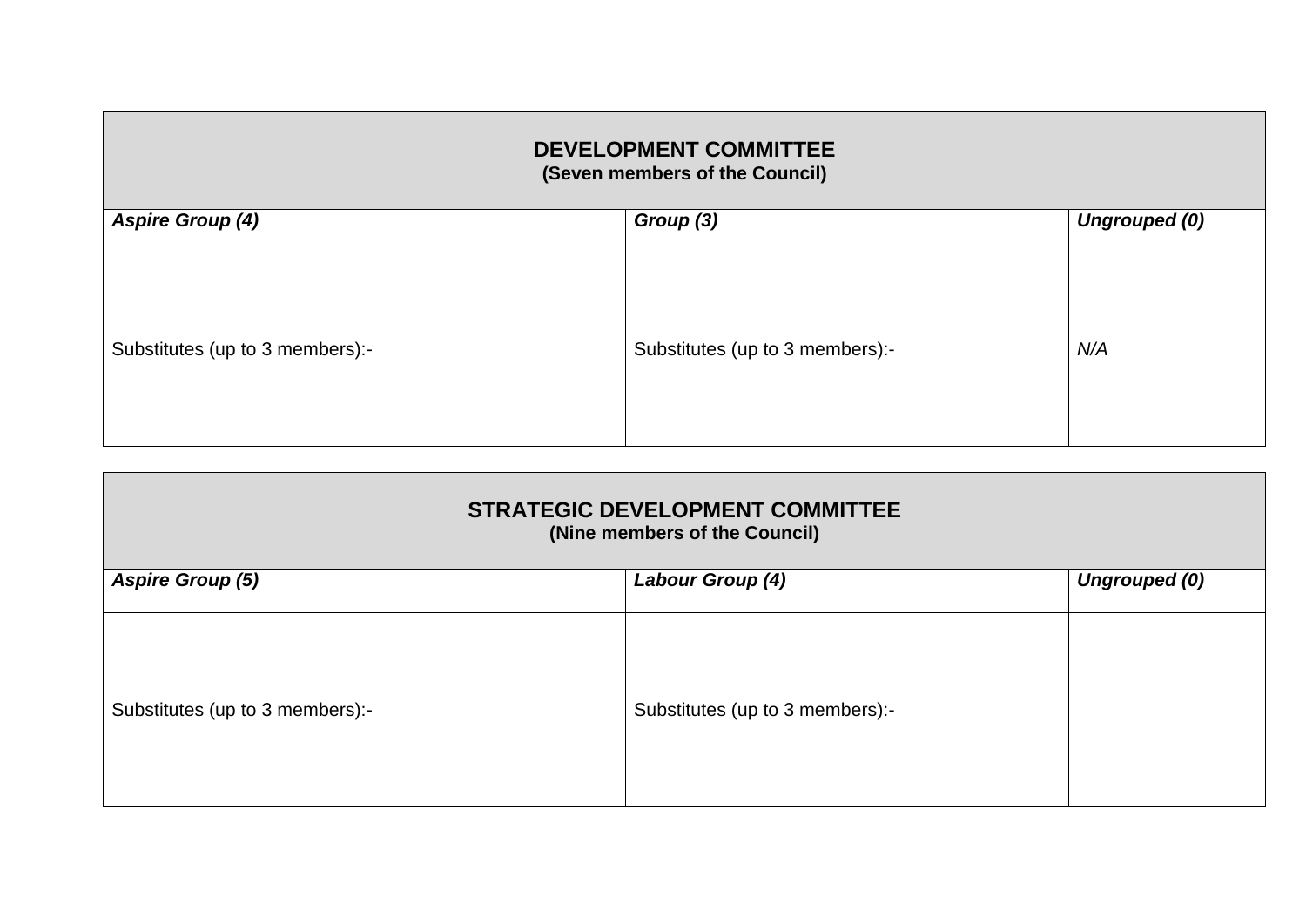| **DEVELOPMENT COMMITTEE**<br>**(Seven members of the Council)** | | |
|---|---|---|
| ***Aspire Group (4)*** | ***Group (3)*** | ***Ungrouped (0)*** |
| Substitutes (up to 3 members):- | Substitutes (up to 3 members):- | *N/A* |

| **STRATEGIC DEVELOPMENT COMMITTEE**<br>**(Nine members of the Council)** | | |
|---|---|---|
| ***Aspire Group (5)*** | ***Labour Group (4)*** | ***Ungrouped (0)*** |
| Substitutes (up to 3 members):- | Substitutes (up to 3 members):- | |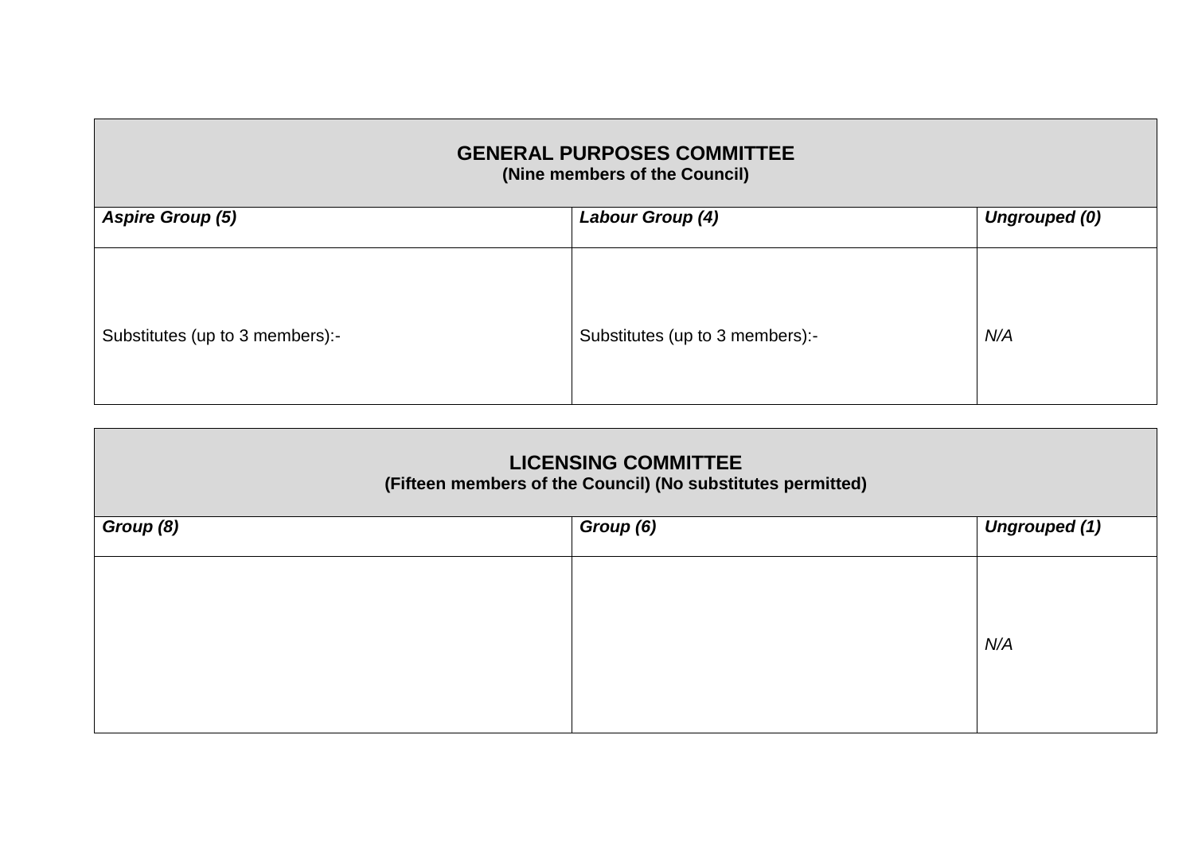| **GENERAL PURPOSES COMMITTEE**<br>**(Nine members of the Council)** | | |
|---|---|---|
| ***Aspire Group (5)*** | ***Labour Group (4)*** | ***Ungrouped (0)*** |
| Substitutes (up to 3 members):- | Substitutes (up to 3 members):- | *N/A* |

| **LICENSING COMMITTEE**<br>**(Fifteen members of the Council) (No substitutes permitted)** | | |
|---|---|---|
| ***Group (8)*** | ***Group (6)*** | ***Ungrouped (1)*** |
| | | *N/A* |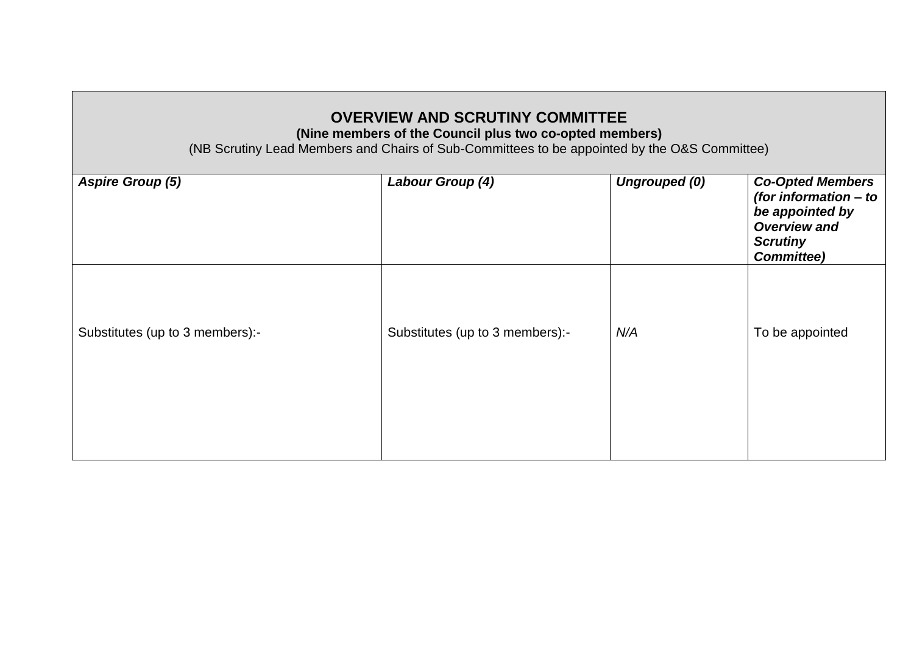**OVERVIEW AND SCRUTINY COMMITTEE**
**(Nine members of the Council plus two co-opted members)**
(NB Scrutiny Lead Members and Chairs of Sub-Committees to be appointed by the O&S Committee)

| ***Aspire Group (5)*** | ***Labour Group (4)*** | ***Ungrouped (0)*** | ***Co-Opted Members (for information – to be appointed by Overview and Scrutiny Committee)*** |
|---|---|---|---|
| Substitutes (up to 3 members):- | Substitutes (up to 3 members):- | *N/A* | To be appointed |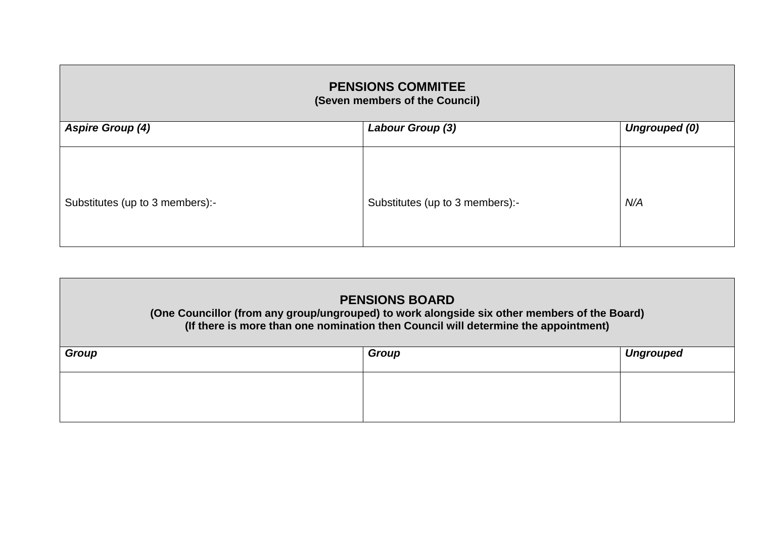| **PENSIONS COMMITEE**<br>**(Seven members of the Council)** | | |
|---|---|---|
| ***Aspire Group (4)*** | ***Labour Group (3)*** | ***Ungrouped (0)*** |
| Substitutes (up to 3 members):- | Substitutes (up to 3 members):- | *N/A* |

| **PENSIONS BOARD**<br>**(One Councillor (from any group/ungrouped) to work alongside six other members of the Board)**<br>**(If there is more than one nomination then Council will determine the appointment)** | | |
|---|---|---|
| ***Group*** | ***Group*** | ***Ungrouped*** |
| | | |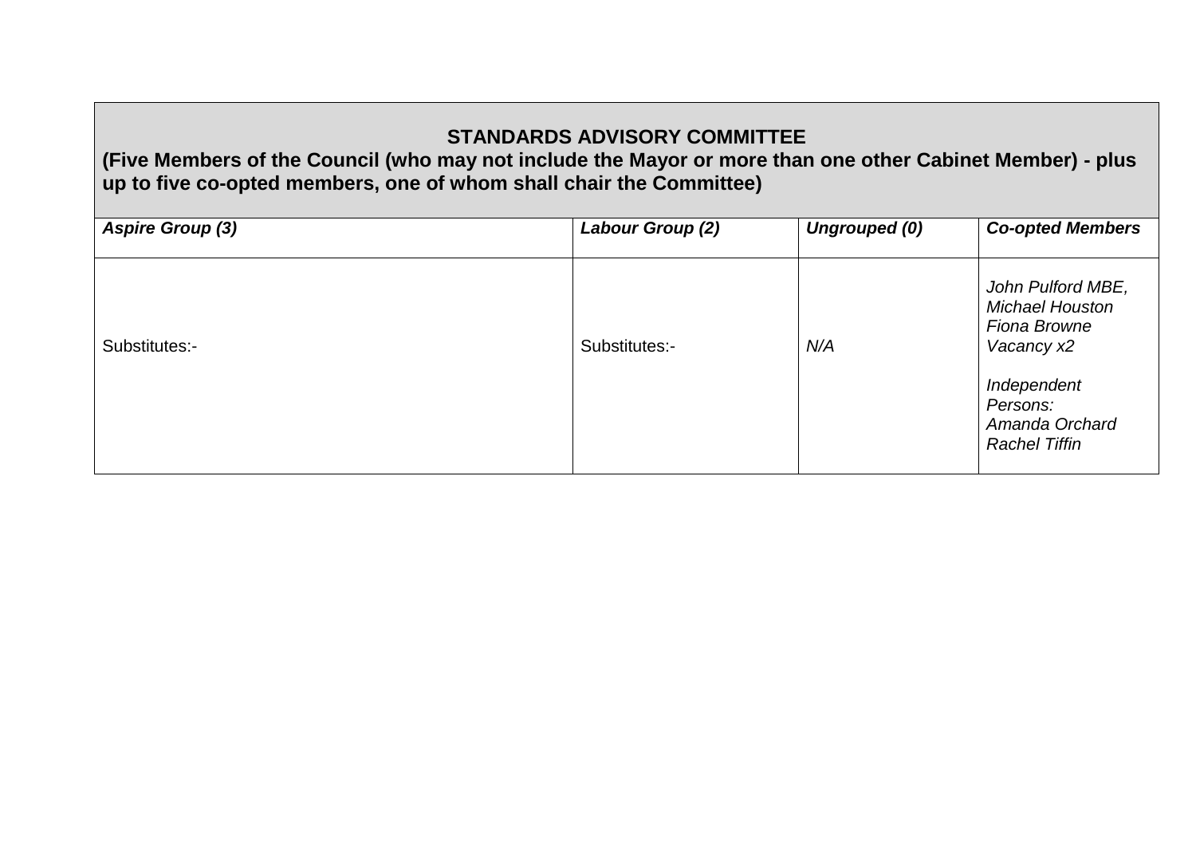| **STANDARDS ADVISORY COMMITTEE**<br>**(Five Members of the Council (who may not include the Mayor or more than one other Cabinet Member) - plus up to five co-opted members, one of whom shall chair the Committee)** | | | |
|---|---|---|---|
| ***Aspire Group (3)*** | ***Labour Group (2)*** | ***Ungrouped (0)*** | ***Co-opted Members*** |
| Substitutes:- | Substitutes:- | *N/A* | *John Pulford MBE,*<br>*Michael Houston*<br>*Fiona Browne*<br>*Vacancy x2*<br><br>*Independent Persons:*<br>*Amanda Orchard*<br>*Rachel Tiffin* |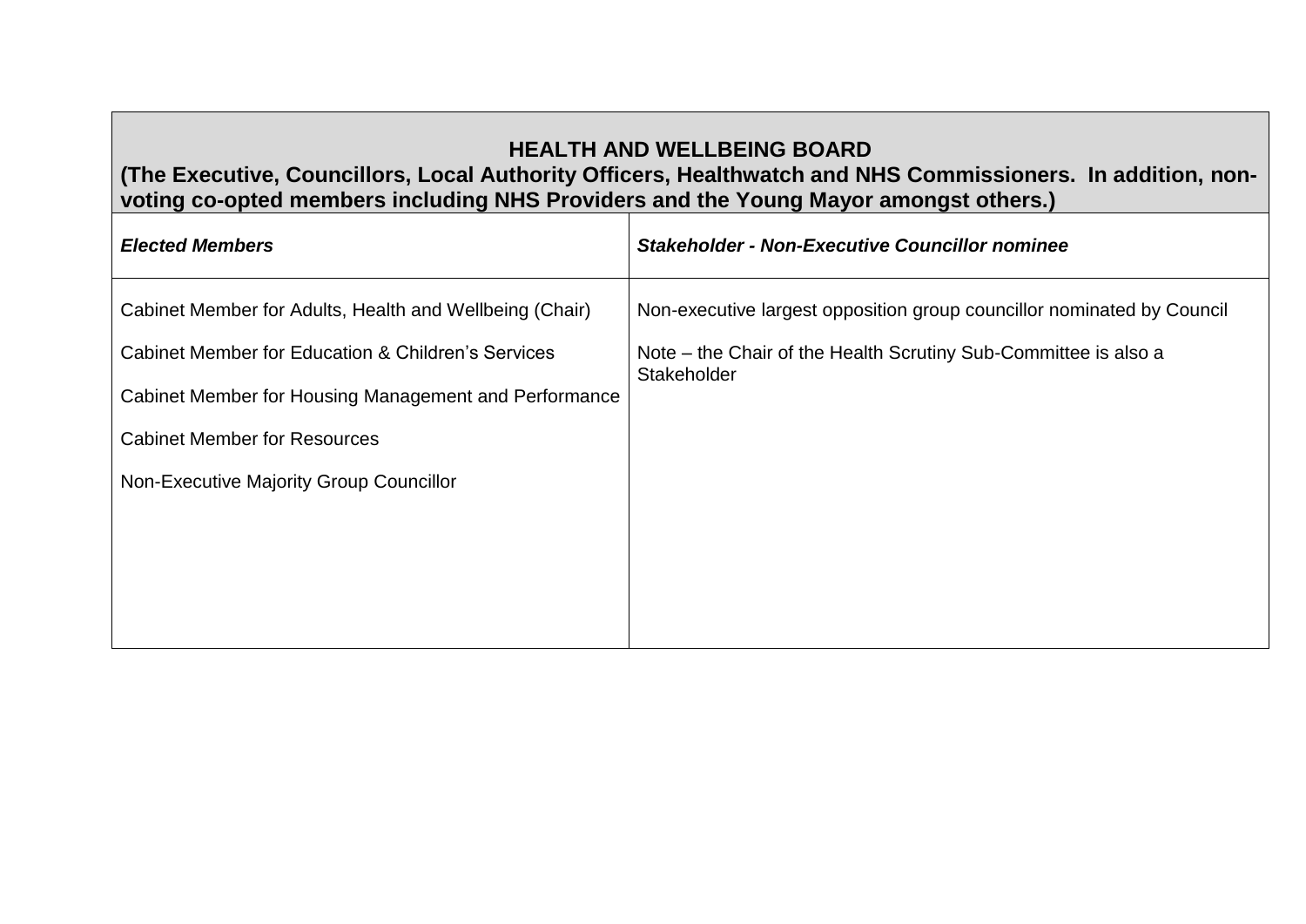| **HEALTH AND WELLBEING BOARD (The Executive, Councillors, Local Authority Officers, Healthwatch and NHS Commissioners. In addition, non-voting co-opted members including NHS Providers and the Young Mayor amongst others.)** | |
|---|---|
| ***Elected Members*** | ***Stakeholder - Non-Executive Councillor nominee*** |
| Cabinet Member for Adults, Health and Wellbeing (Chair)<br><br>Cabinet Member for Education & Children's Services<br><br>Cabinet Member for Housing Management and Performance<br><br>Cabinet Member for Resources<br><br>Non-Executive Majority Group Councillor | Non-executive largest opposition group councillor nominated by Council<br><br>Note – the Chair of the Health Scrutiny Sub-Committee is also a Stakeholder |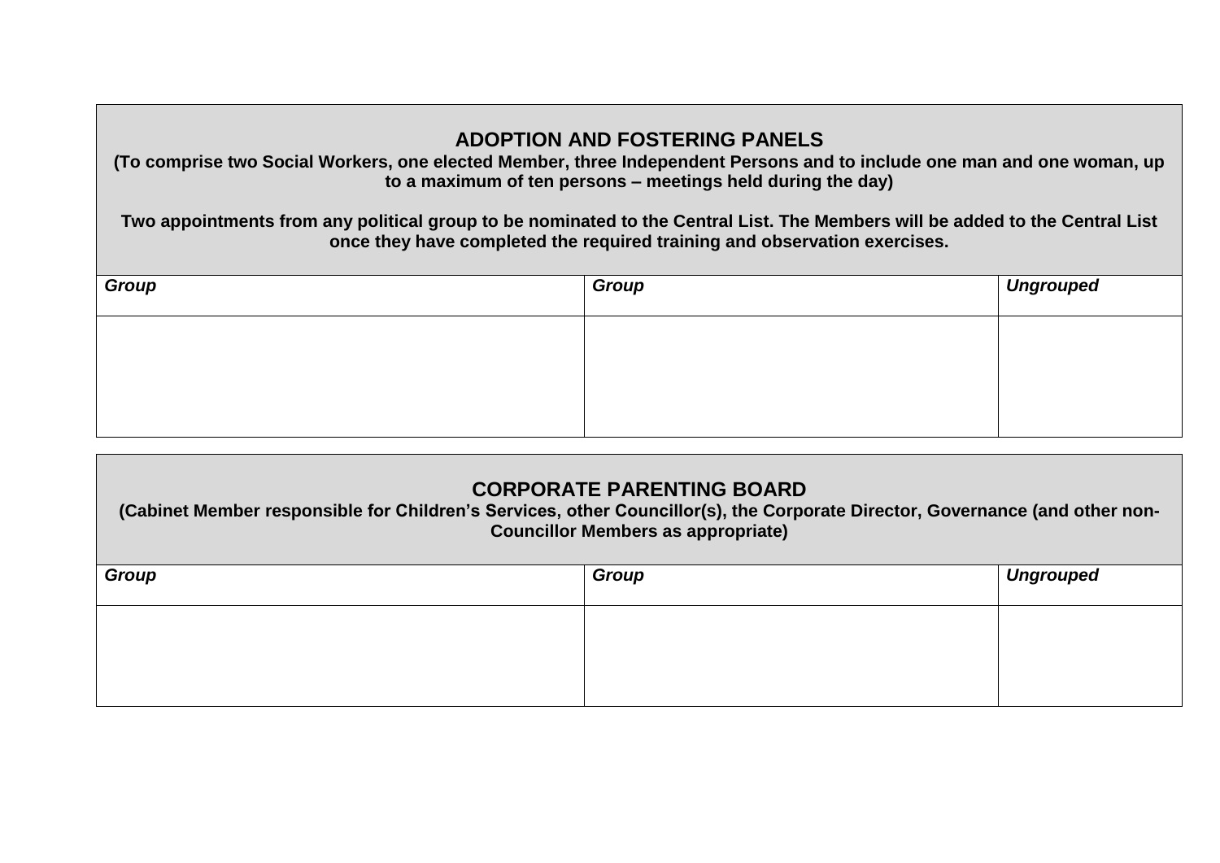## ADOPTION AND FOSTERING PANELS

**(To comprise two Social Workers, one elected Member, three Independent Persons and to include one man and one woman, up to a maximum of ten persons – meetings held during the day)**

**Two appointments from any political group to be nominated to the Central List. The Members will be added to the Central List once they have completed the required training and observation exercises.**

| *Group* | *Group* | *Ungrouped* |
|---|---|---|
| | | |

## CORPORATE PARENTING BOARD

**(Cabinet Member responsible for Children's Services, other Councillor(s), the Corporate Director, Governance (and other non-Councillor Members as appropriate)**

| *Group* | *Group* | *Ungrouped* |
|---|---|---|
| | | |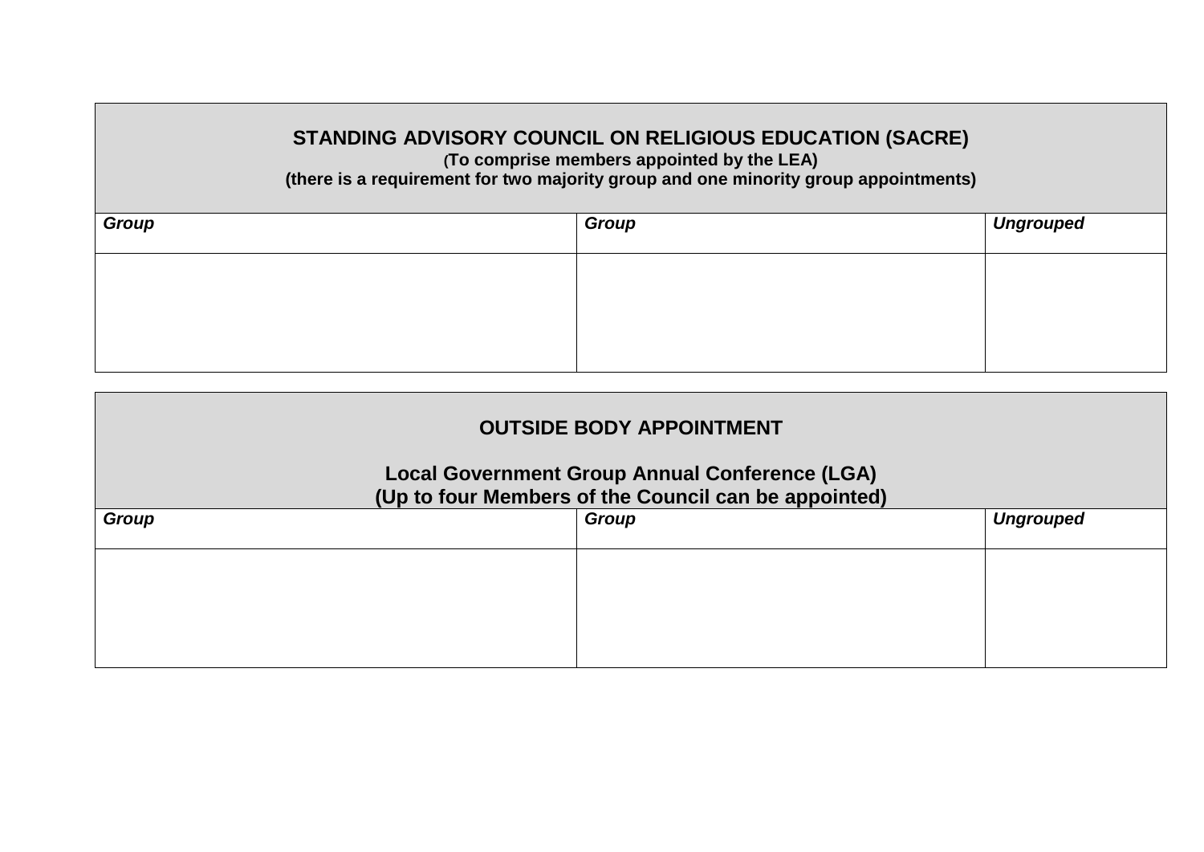| **STANDING ADVISORY COUNCIL ON RELIGIOUS EDUCATION (SACRE)** (To comprise members appointed by the LEA) (there is a requirement for two majority group and one minority group appointments) | | |
|---|---|---|
| ***Group*** | ***Group*** | ***Ungrouped*** |
| | | |

| **OUTSIDE BODY APPOINTMENT** **Local Government Group Annual Conference (LGA)** **(Up to four Members of the Council can be appointed)** | | |
|---|---|---|
| ***Group*** | ***Group*** | ***Ungrouped*** |
| | | |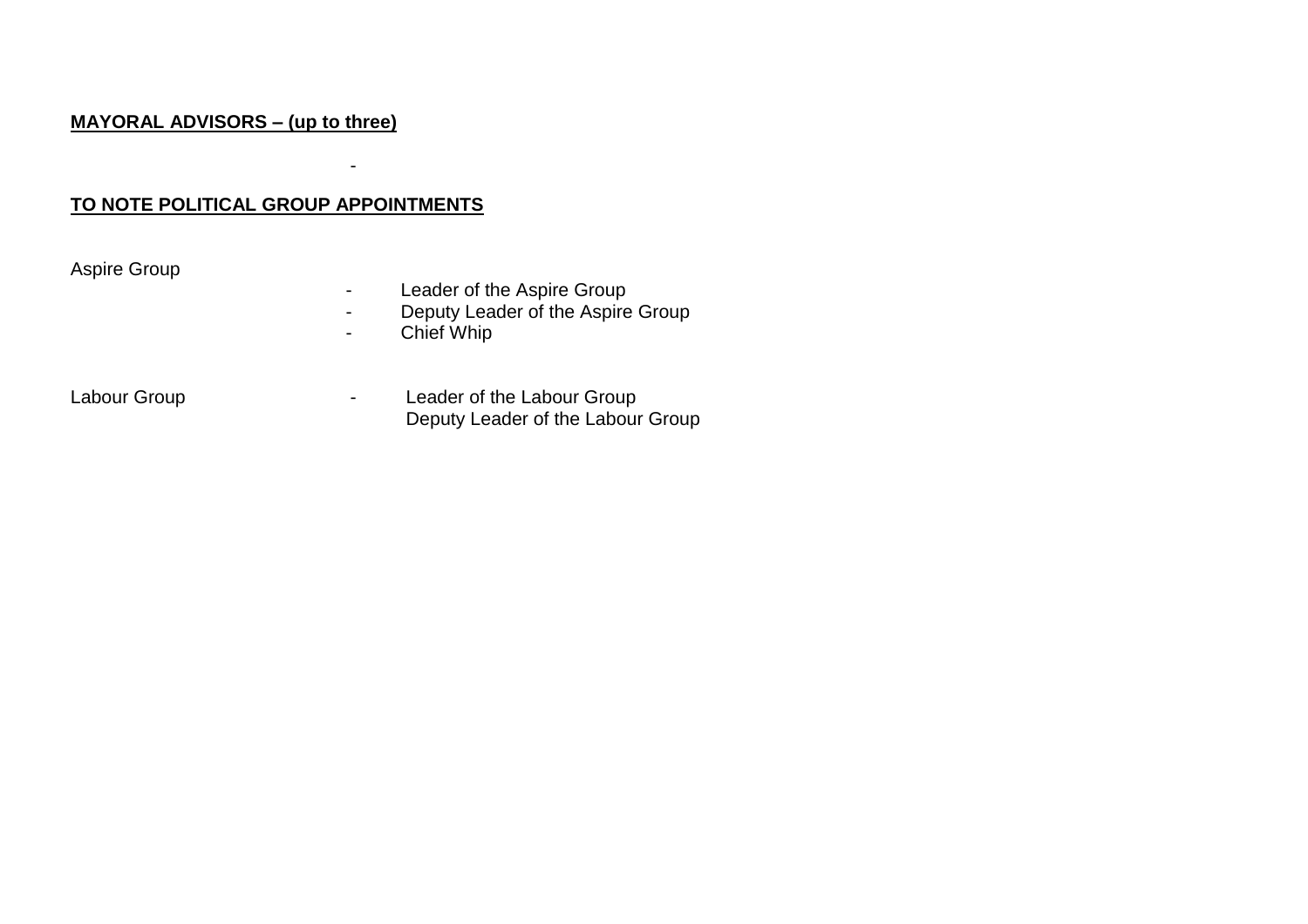**MAYORAL ADVISORS – (up to three)**

-

**TO NOTE POLITICAL GROUP APPOINTMENTS**

Aspire Group

- Leader of the Aspire Group
- Deputy Leader of the Aspire Group
- Chief Whip

Labour Group

- Leader of the Labour Group
  Deputy Leader of the Labour Group